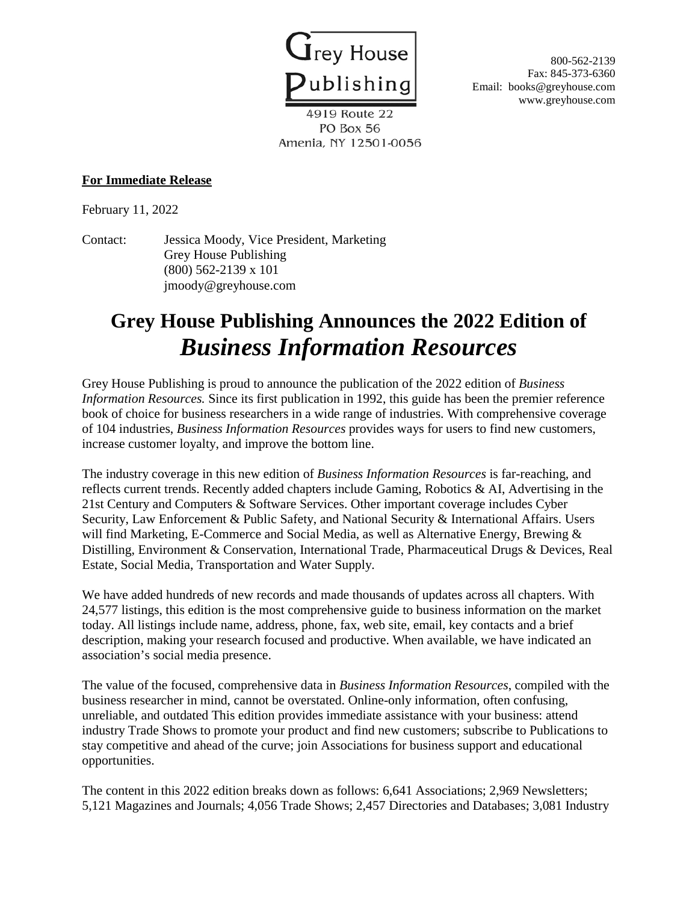Grey House Publishing

4919 Route 22
PO Box 56
Amenia, NY 12501-0056

800-562-2139
Fax: 845-373-6360
Email: books@greyhouse.com
www.greyhouse.com

**For Immediate Release**

February 11, 2022

Contact: Jessica Moody, Vice President, Marketing
Grey House Publishing
(800) 562-2139 x 101
jmoody@greyhouse.com

# Grey House Publishing Announces the 2022 Edition of *Business Information Resources*

Grey House Publishing is proud to announce the publication of the 2022 edition of *Business Information Resources.* Since its first publication in 1992, this guide has been the premier reference book of choice for business researchers in a wide range of industries. With comprehensive coverage of 104 industries, *Business Information Resources* provides ways for users to find new customers, increase customer loyalty, and improve the bottom line.

The industry coverage in this new edition of *Business Information Resources* is far-reaching, and reflects current trends. Recently added chapters include Gaming, Robotics & AI, Advertising in the 21st Century and Computers & Software Services. Other important coverage includes Cyber Security, Law Enforcement & Public Safety, and National Security & International Affairs. Users will find Marketing, E-Commerce and Social Media, as well as Alternative Energy, Brewing & Distilling, Environment & Conservation, International Trade, Pharmaceutical Drugs & Devices, Real Estate, Social Media, Transportation and Water Supply.

We have added hundreds of new records and made thousands of updates across all chapters. With 24,577 listings, this edition is the most comprehensive guide to business information on the market today. All listings include name, address, phone, fax, web site, email, key contacts and a brief description, making your research focused and productive. When available, we have indicated an association's social media presence.

The value of the focused, comprehensive data in *Business Information Resources*, compiled with the business researcher in mind, cannot be overstated. Online-only information, often confusing, unreliable, and outdated This edition provides immediate assistance with your business: attend industry Trade Shows to promote your product and find new customers; subscribe to Publications to stay competitive and ahead of the curve; join Associations for business support and educational opportunities.

The content in this 2022 edition breaks down as follows: 6,641 Associations; 2,969 Newsletters; 5,121 Magazines and Journals; 4,056 Trade Shows; 2,457 Directories and Databases; 3,081 Industry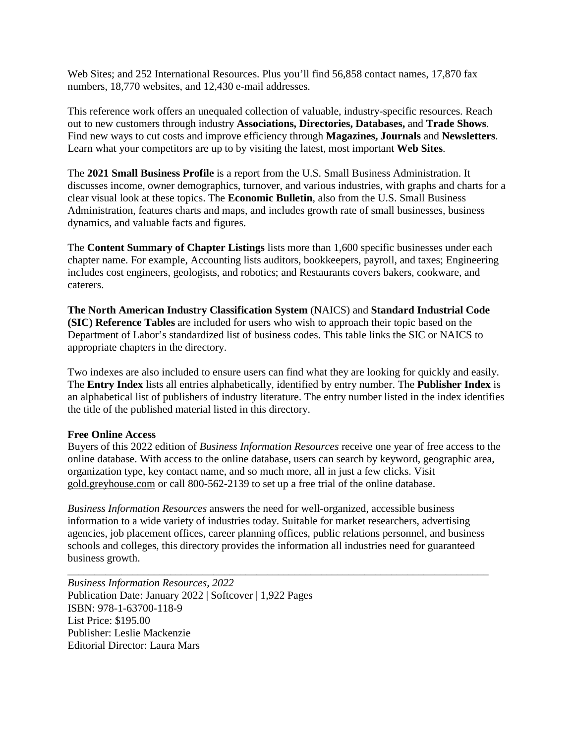Web Sites; and 252 International Resources. Plus you'll find 56,858 contact names, 17,870 fax numbers, 18,770 websites, and 12,430 e-mail addresses.

This reference work offers an unequaled collection of valuable, industry-specific resources. Reach out to new customers through industry **Associations, Directories, Databases,** and **Trade Shows**. Find new ways to cut costs and improve efficiency through **Magazines, Journals** and **Newsletters**. Learn what your competitors are up to by visiting the latest, most important **Web Sites**.

The **2021 Small Business Profile** is a report from the U.S. Small Business Administration. It discusses income, owner demographics, turnover, and various industries, with graphs and charts for a clear visual look at these topics. The **Economic Bulletin**, also from the U.S. Small Business Administration, features charts and maps, and includes growth rate of small businesses, business dynamics, and valuable facts and figures.

The **Content Summary of Chapter Listings** lists more than 1,600 specific businesses under each chapter name. For example, Accounting lists auditors, bookkeepers, payroll, and taxes; Engineering includes cost engineers, geologists, and robotics; and Restaurants covers bakers, cookware, and caterers.

**The North American Industry Classification System** (NAICS) and **Standard Industrial Code (SIC) Reference Tables** are included for users who wish to approach their topic based on the Department of Labor's standardized list of business codes. This table links the SIC or NAICS to appropriate chapters in the directory.

Two indexes are also included to ensure users can find what they are looking for quickly and easily. The **Entry Index** lists all entries alphabetically, identified by entry number. The **Publisher Index** is an alphabetical list of publishers of industry literature. The entry number listed in the index identifies the title of the published material listed in this directory.

**Free Online Access**
Buyers of this 2022 edition of *Business Information Resources* receive one year of free access to the online database. With access to the online database, users can search by keyword, geographic area, organization type, key contact name, and so much more, all in just a few clicks. Visit gold.greyhouse.com or call 800-562-2139 to set up a free trial of the online database.

*Business Information Resources* answers the need for well-organized, accessible business information to a wide variety of industries today. Suitable for market researchers, advertising agencies, job placement offices, career planning offices, public relations personnel, and business schools and colleges, this directory provides the information all industries need for guaranteed business growth.

---

*Business Information Resources, 2022*
Publication Date: January 2022 | Softcover | 1,922 Pages
ISBN: 978-1-63700-118-9
List Price: $195.00
Publisher: Leslie Mackenzie
Editorial Director: Laura Mars